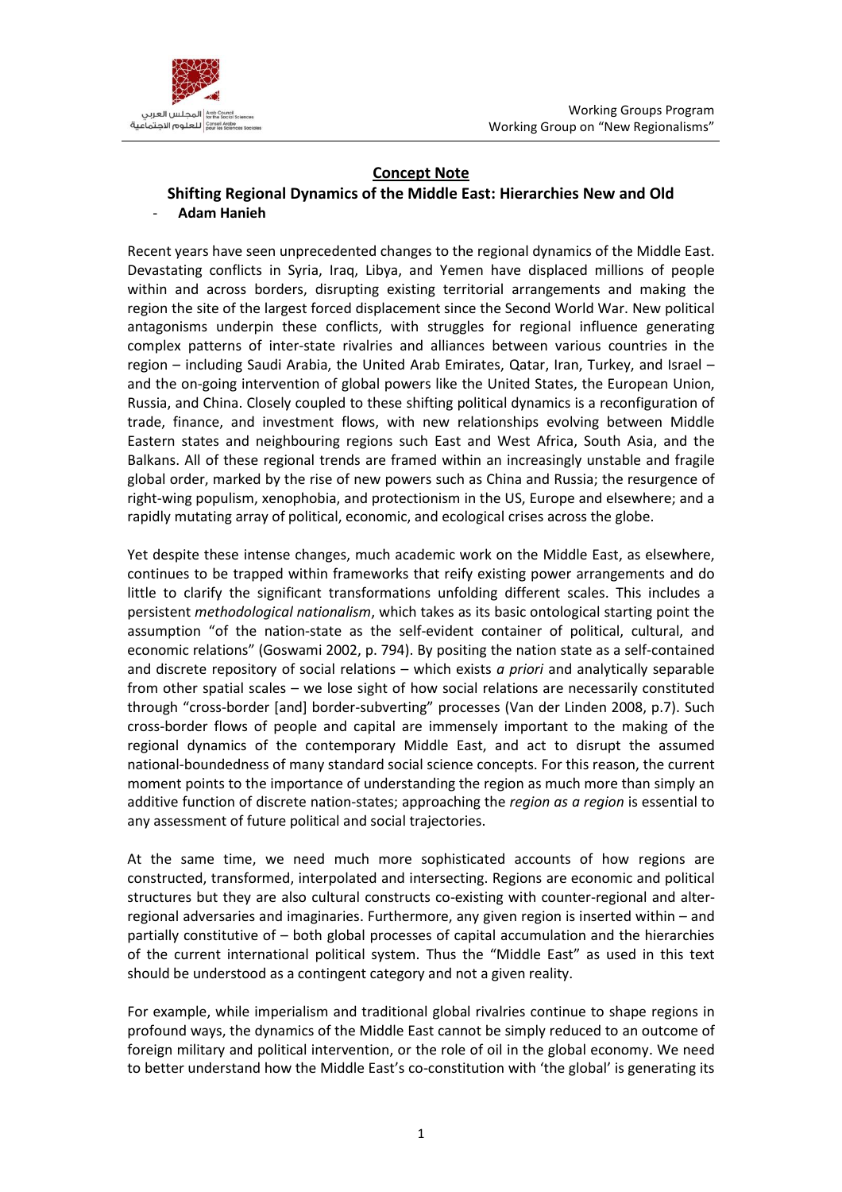Working Groups Program
Working Group on "New Regionalisms"

## Concept Note

## Shifting Regional Dynamics of the Middle East: Hierarchies New and Old

- **Adam Hanieh**

Recent years have seen unprecedented changes to the regional dynamics of the Middle East. Devastating conflicts in Syria, Iraq, Libya, and Yemen have displaced millions of people within and across borders, disrupting existing territorial arrangements and making the region the site of the largest forced displacement since the Second World War. New political antagonisms underpin these conflicts, with struggles for regional influence generating complex patterns of inter-state rivalries and alliances between various countries in the region – including Saudi Arabia, the United Arab Emirates, Qatar, Iran, Turkey, and Israel – and the on-going intervention of global powers like the United States, the European Union, Russia, and China. Closely coupled to these shifting political dynamics is a reconfiguration of trade, finance, and investment flows, with new relationships evolving between Middle Eastern states and neighbouring regions such East and West Africa, South Asia, and the Balkans. All of these regional trends are framed within an increasingly unstable and fragile global order, marked by the rise of new powers such as China and Russia; the resurgence of right-wing populism, xenophobia, and protectionism in the US, Europe and elsewhere; and a rapidly mutating array of political, economic, and ecological crises across the globe.

Yet despite these intense changes, much academic work on the Middle East, as elsewhere, continues to be trapped within frameworks that reify existing power arrangements and do little to clarify the significant transformations unfolding different scales. This includes a persistent *methodological nationalism*, which takes as its basic ontological starting point the assumption "of the nation-state as the self-evident container of political, cultural, and economic relations" (Goswami 2002, p. 794). By positing the nation state as a self-contained and discrete repository of social relations – which exists *a priori* and analytically separable from other spatial scales – we lose sight of how social relations are necessarily constituted through "cross-border [and] border-subverting" processes (Van der Linden 2008, p.7). Such cross-border flows of people and capital are immensely important to the making of the regional dynamics of the contemporary Middle East, and act to disrupt the assumed national-boundedness of many standard social science concepts. For this reason, the current moment points to the importance of understanding the region as much more than simply an additive function of discrete nation-states; approaching the *region as a region* is essential to any assessment of future political and social trajectories.

At the same time, we need much more sophisticated accounts of how regions are constructed, transformed, interpolated and intersecting. Regions are economic and political structures but they are also cultural constructs co-existing with counter-regional and alter-regional adversaries and imaginaries. Furthermore, any given region is inserted within – and partially constitutive of – both global processes of capital accumulation and the hierarchies of the current international political system. Thus the "Middle East" as used in this text should be understood as a contingent category and not a given reality.

For example, while imperialism and traditional global rivalries continue to shape regions in profound ways, the dynamics of the Middle East cannot be simply reduced to an outcome of foreign military and political intervention, or the role of oil in the global economy. We need to better understand how the Middle East's co-constitution with 'the global' is generating its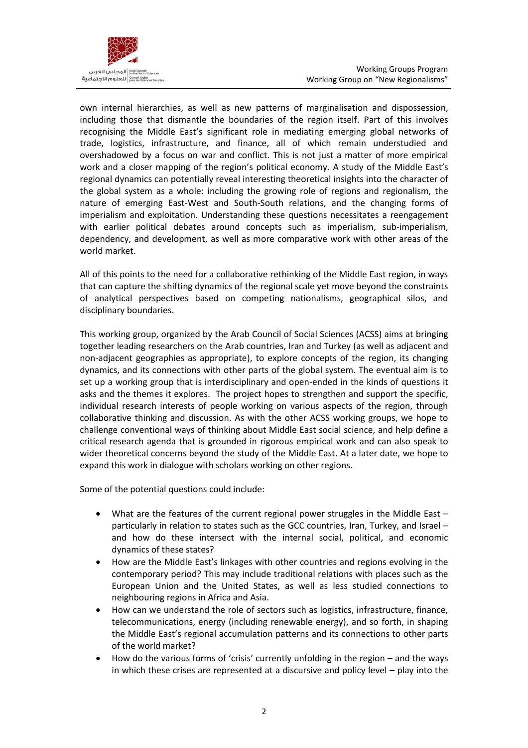own internal hierarchies, as well as new patterns of marginalisation and dispossession, including those that dismantle the boundaries of the region itself. Part of this involves recognising the Middle East's significant role in mediating emerging global networks of trade, logistics, infrastructure, and finance, all of which remain understudied and overshadowed by a focus on war and conflict. This is not just a matter of more empirical work and a closer mapping of the region's political economy. A study of the Middle East's regional dynamics can potentially reveal interesting theoretical insights into the character of the global system as a whole: including the growing role of regions and regionalism, the nature of emerging East-West and South-South relations, and the changing forms of imperialism and exploitation. Understanding these questions necessitates a reengagement with earlier political debates around concepts such as imperialism, sub-imperialism, dependency, and development, as well as more comparative work with other areas of the world market.

All of this points to the need for a collaborative rethinking of the Middle East region, in ways that can capture the shifting dynamics of the regional scale yet move beyond the constraints of analytical perspectives based on competing nationalisms, geographical silos, and disciplinary boundaries.

This working group, organized by the Arab Council of Social Sciences (ACSS) aims at bringing together leading researchers on the Arab countries, Iran and Turkey (as well as adjacent and non-adjacent geographies as appropriate), to explore concepts of the region, its changing dynamics, and its connections with other parts of the global system. The eventual aim is to set up a working group that is interdisciplinary and open-ended in the kinds of questions it asks and the themes it explores. The project hopes to strengthen and support the specific, individual research interests of people working on various aspects of the region, through collaborative thinking and discussion. As with the other ACSS working groups, we hope to challenge conventional ways of thinking about Middle East social science, and help define a critical research agenda that is grounded in rigorous empirical work and can also speak to wider theoretical concerns beyond the study of the Middle East. At a later date, we hope to expand this work in dialogue with scholars working on other regions.

Some of the potential questions could include:

- What are the features of the current regional power struggles in the Middle East – particularly in relation to states such as the GCC countries, Iran, Turkey, and Israel – and how do these intersect with the internal social, political, and economic dynamics of these states?
- How are the Middle East's linkages with other countries and regions evolving in the contemporary period? This may include traditional relations with places such as the European Union and the United States, as well as less studied connections to neighbouring regions in Africa and Asia.
- How can we understand the role of sectors such as logistics, infrastructure, finance, telecommunications, energy (including renewable energy), and so forth, in shaping the Middle East's regional accumulation patterns and its connections to other parts of the world market?
- How do the various forms of 'crisis' currently unfolding in the region – and the ways in which these crises are represented at a discursive and policy level – play into the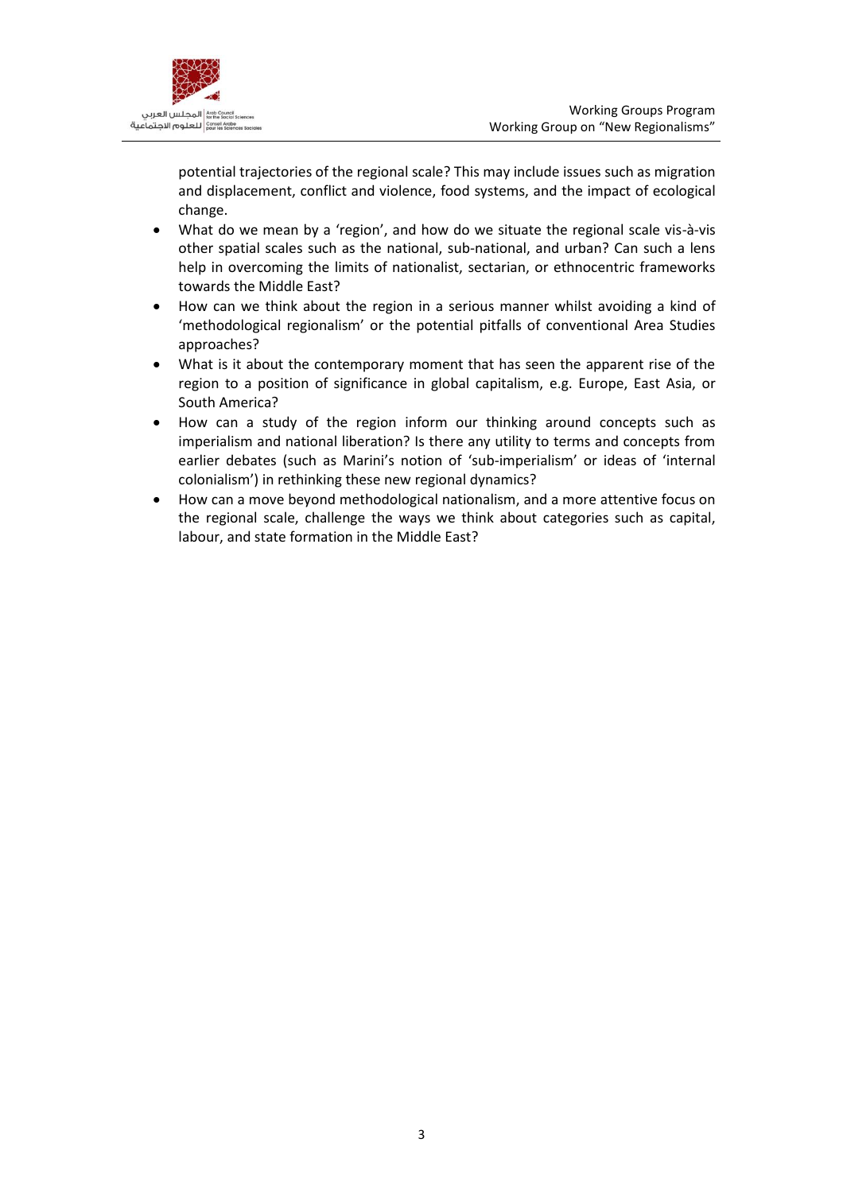potential trajectories of the regional scale? This may include issues such as migration and displacement, conflict and violence, food systems, and the impact of ecological change.

- What do we mean by a ‘region’, and how do we situate the regional scale vis-à-vis other spatial scales such as the national, sub-national, and urban? Can such a lens help in overcoming the limits of nationalist, sectarian, or ethnocentric frameworks towards the Middle East?
- How can we think about the region in a serious manner whilst avoiding a kind of ‘methodological regionalism’ or the potential pitfalls of conventional Area Studies approaches?
- What is it about the contemporary moment that has seen the apparent rise of the region to a position of significance in global capitalism, e.g. Europe, East Asia, or South America?
- How can a study of the region inform our thinking around concepts such as imperialism and national liberation? Is there any utility to terms and concepts from earlier debates (such as Marini’s notion of ‘sub-imperialism’ or ideas of ‘internal colonialism’) in rethinking these new regional dynamics?
- How can a move beyond methodological nationalism, and a more attentive focus on the regional scale, challenge the ways we think about categories such as capital, labour, and state formation in the Middle East?